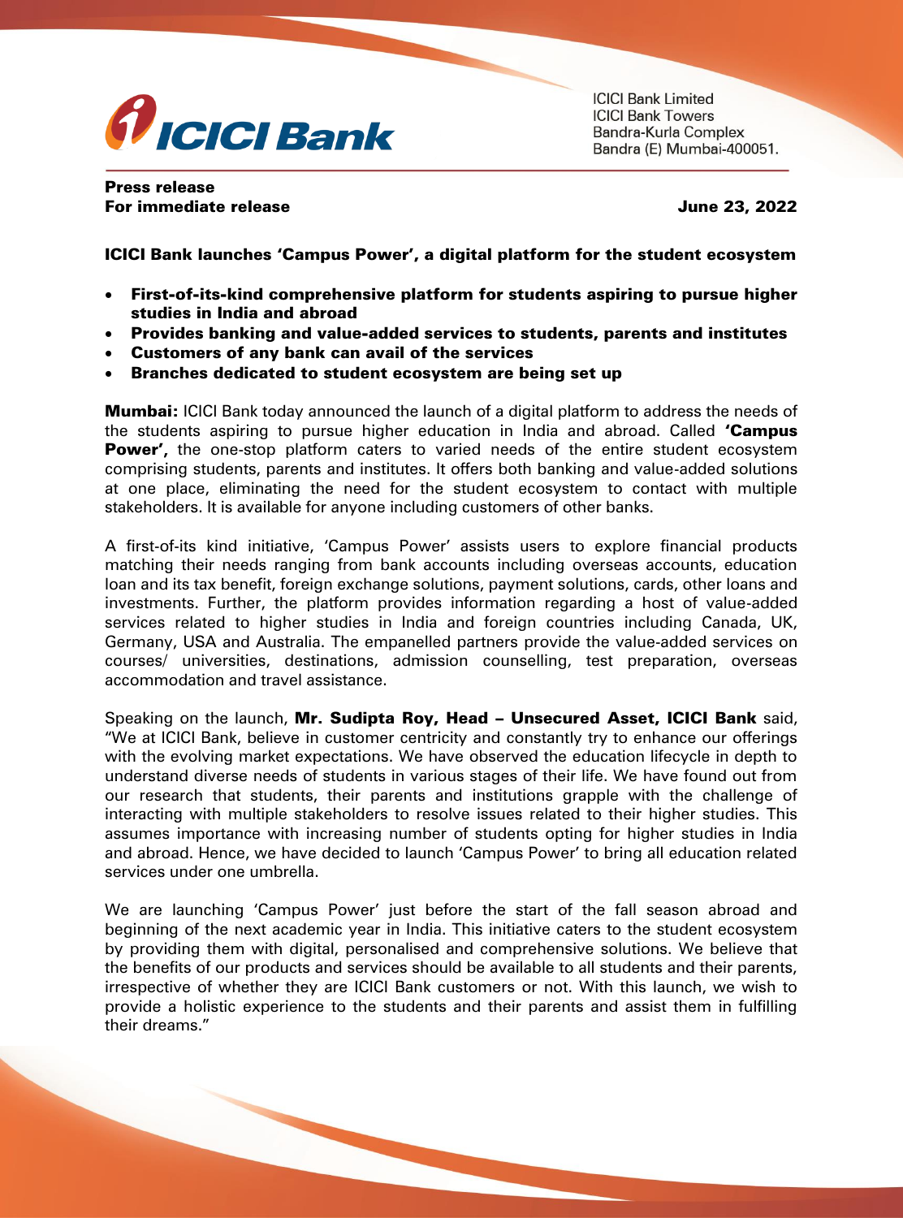ICICI Bank Limited
ICICI Bank Towers
Bandra-Kurla Complex
Bandra (E) Mumbai-400051.

**Press release**
**For immediate release** **June 23, 2022**

**ICICI Bank launches 'Campus Power', a digital platform for the student ecosystem**

- **First-of-its-kind comprehensive platform for students aspiring to pursue higher studies in India and abroad**
- **Provides banking and value-added services to students, parents and institutes**
- **Customers of any bank can avail of the services**
- **Branches dedicated to student ecosystem are being set up**

**Mumbai:** ICICI Bank today announced the launch of a digital platform to address the needs of the students aspiring to pursue higher education in India and abroad. Called **'Campus Power',** the one-stop platform caters to varied needs of the entire student ecosystem comprising students, parents and institutes. It offers both banking and value-added solutions at one place, eliminating the need for the student ecosystem to contact with multiple stakeholders. It is available for anyone including customers of other banks.

A first-of-its kind initiative, 'Campus Power' assists users to explore financial products matching their needs ranging from bank accounts including overseas accounts, education loan and its tax benefit, foreign exchange solutions, payment solutions, cards, other loans and investments. Further, the platform provides information regarding a host of value-added services related to higher studies in India and foreign countries including Canada, UK, Germany, USA and Australia. The empanelled partners provide the value-added services on courses/ universities, destinations, admission counselling, test preparation, overseas accommodation and travel assistance.

Speaking on the launch, **Mr. Sudipta Roy, Head – Unsecured Asset, ICICI Bank** said, "We at ICICI Bank, believe in customer centricity and constantly try to enhance our offerings with the evolving market expectations. We have observed the education lifecycle in depth to understand diverse needs of students in various stages of their life. We have found out from our research that students, their parents and institutions grapple with the challenge of interacting with multiple stakeholders to resolve issues related to their higher studies. This assumes importance with increasing number of students opting for higher studies in India and abroad. Hence, we have decided to launch 'Campus Power' to bring all education related services under one umbrella.

We are launching 'Campus Power' just before the start of the fall season abroad and beginning of the next academic year in India. This initiative caters to the student ecosystem by providing them with digital, personalised and comprehensive solutions. We believe that the benefits of our products and services should be available to all students and their parents, irrespective of whether they are ICICI Bank customers or not. With this launch, we wish to provide a holistic experience to the students and their parents and assist them in fulfilling their dreams."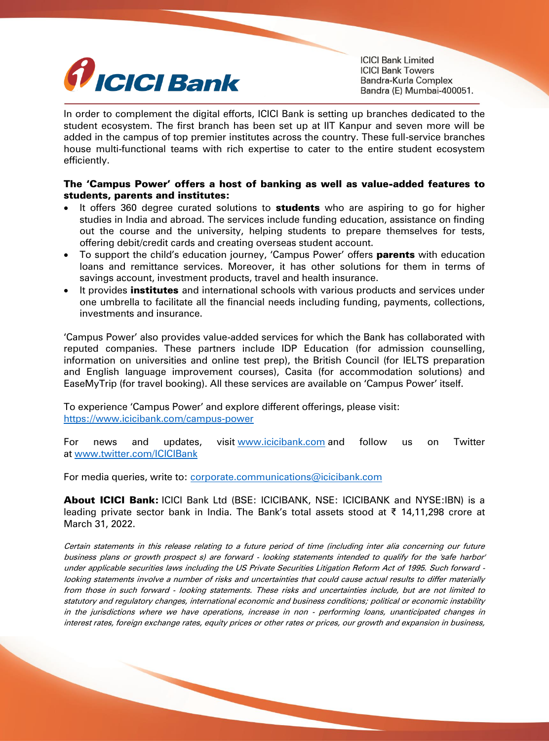In order to complement the digital efforts, ICICI Bank is setting up branches dedicated to the student ecosystem. The first branch has been set up at IIT Kanpur and seven more will be added in the campus of top premier institutes across the country. These full-service branches house multi-functional teams with rich expertise to cater to the entire student ecosystem efficiently.

**The 'Campus Power' offers a host of banking as well as value-added features to students, parents and institutes:**

- It offers 360 degree curated solutions to **students** who are aspiring to go for higher studies in India and abroad. The services include funding education, assistance on finding out the course and the university, helping students to prepare themselves for tests, offering debit/credit cards and creating overseas student account.
- To support the child's education journey, 'Campus Power' offers **parents** with education loans and remittance services. Moreover, it has other solutions for them in terms of savings account, investment products, travel and health insurance.
- It provides **institutes** and international schools with various products and services under one umbrella to facilitate all the financial needs including funding, payments, collections, investments and insurance.

'Campus Power' also provides value-added services for which the Bank has collaborated with reputed companies. These partners include IDP Education (for admission counselling, information on universities and online test prep), the British Council (for IELTS preparation and English language improvement courses), Casita (for accommodation solutions) and EaseMyTrip (for travel booking). All these services are available on 'Campus Power' itself.

To experience 'Campus Power' and explore different offerings, please visit: [https://www.icicibank.com/campus-power](https://www.icicibank.com/campus-power)

For news and updates, visit [www.icicibank.com](www.icicibank.com) and follow us on Twitter at [www.twitter.com/ICICIBank](www.twitter.com/ICICIBank)

For media queries, write to: [corporate.communications@icicibank.com](mailto:corporate.communications@icicibank.com)

**About ICICI Bank:** ICICI Bank Ltd (BSE: ICICIBANK, NSE: ICICIBANK and NYSE:IBN) is a leading private sector bank in India. The Bank's total assets stood at ₹ 14,11,298 crore at March 31, 2022.

*Certain statements in this release relating to a future period of time (including inter alia concerning our future business plans or growth prospect s) are forward - looking statements intended to qualify for the 'safe harbor' under applicable securities laws including the US Private Securities Litigation Reform Act of 1995. Such forward - looking statements involve a number of risks and uncertainties that could cause actual results to differ materially from those in such forward - looking statements. These risks and uncertainties include, but are not limited to statutory and regulatory changes, international economic and business conditions; political or economic instability in the jurisdictions where we have operations, increase in non - performing loans, unanticipated changes in interest rates, foreign exchange rates, equity prices or other rates or prices, our growth and expansion in business,*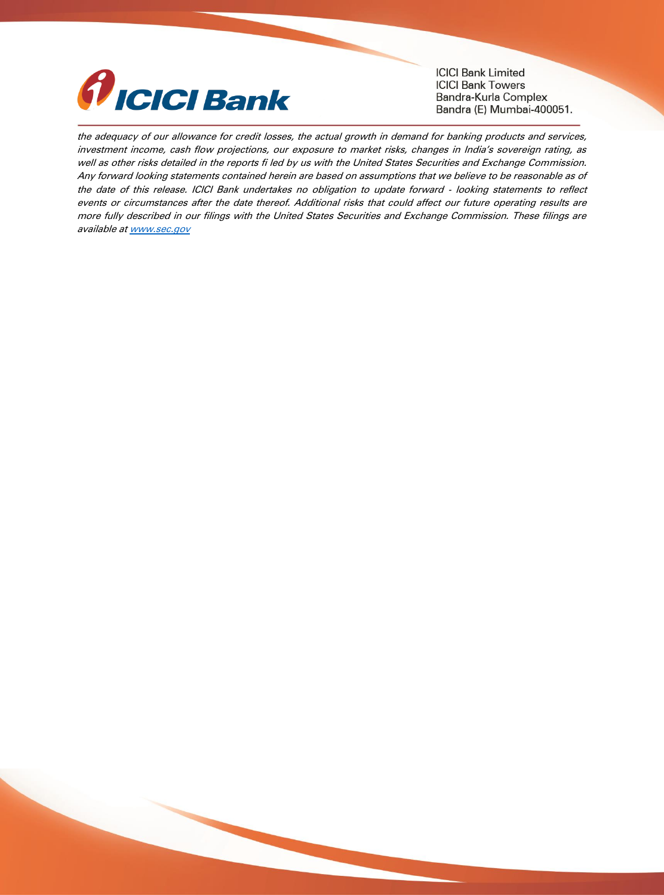*the adequacy of our allowance for credit losses, the actual growth in demand for banking products and services, investment income, cash flow projections, our exposure to market risks, changes in India's sovereign rating, as well as other risks detailed in the reports fi led by us with the United States Securities and Exchange Commission. Any forward looking statements contained herein are based on assumptions that we believe to be reasonable as of the date of this release. ICICI Bank undertakes no obligation to update forward - looking statements to reflect events or circumstances after the date thereof. Additional risks that could affect our future operating results are more fully described in our filings with the United States Securities and Exchange Commission. These filings are available at [www.sec.gov](http://www.sec.gov)*